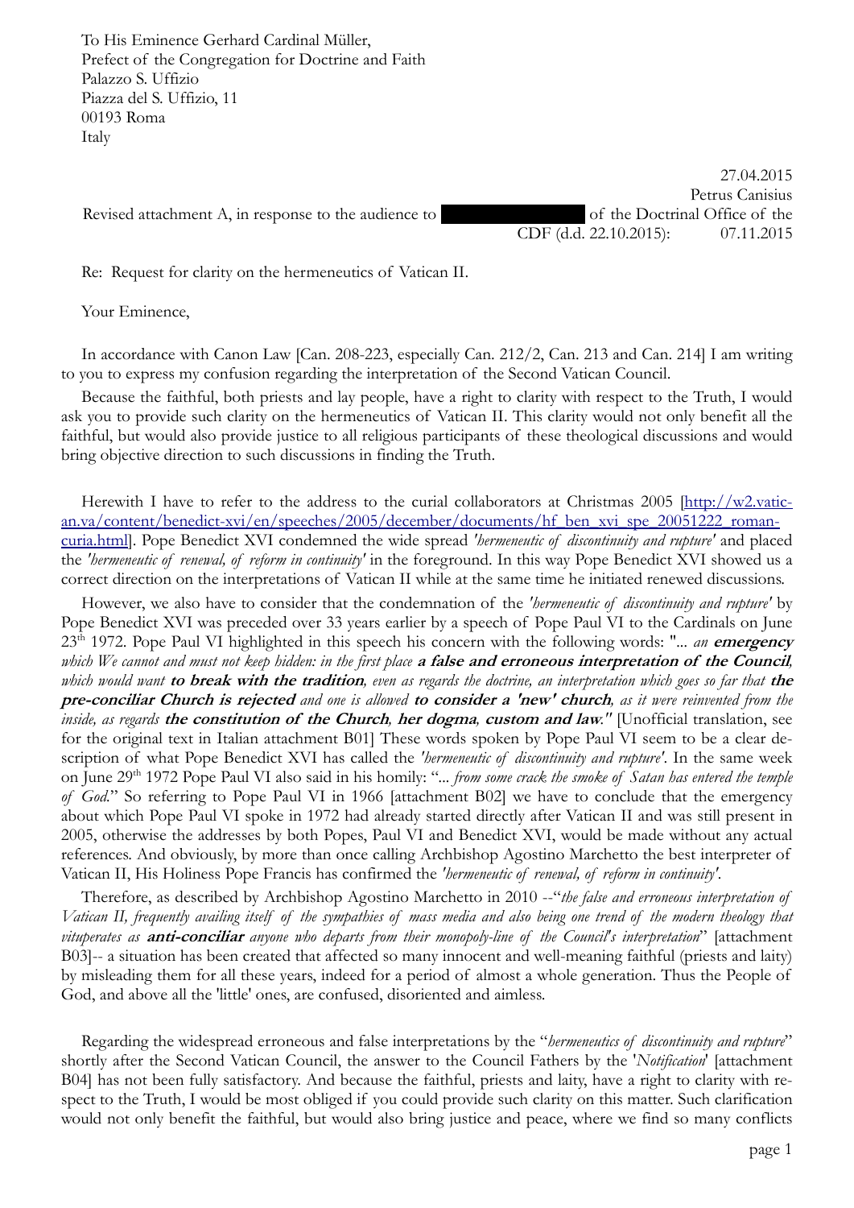To His Eminence Gerhard Cardinal Müller,
Prefect of the Congregation for Doctrine and Faith
Palazzo S. Uffizio
Piazza del S. Uffizio, 11
00193 Roma
Italy

27.04.2015
Petrus Canisius

Revised attachment A, in response to the audience to ██████████ of the Doctrinal Office of the CDF (d.d. 22.10.2015): 07.11.2015

Re: Request for clarity on the hermeneutics of Vatican II.

Your Eminence,

In accordance with Canon Law [Can. 208-223, especially Can. 212/2, Can. 213 and Can. 214] I am writing to you to express my confusion regarding the interpretation of the Second Vatican Council.

Because the faithful, both priests and lay people, have a right to clarity with respect to the Truth, I would ask you to provide such clarity on the hermeneutics of Vatican II. This clarity would not only benefit all the faithful, but would also provide justice to all religious participants of these theological discussions and would bring objective direction to such discussions in finding the Truth.

Herewith I have to refer to the address to the curial collaborators at Christmas 2005 [http://w2.vatican.va/content/benedict-xvi/en/speeches/2005/december/documents/hf_ben_xvi_spe_20051222_roman-curia.html]. Pope Benedict XVI condemned the wide spread *'hermeneutic of discontinuity and rupture'* and placed the *'hermeneutic of renewal, of reform in continuity'* in the foreground. In this way Pope Benedict XVI showed us a correct direction on the interpretations of Vatican II while at the same time he initiated renewed discussions.

However, we also have to consider that the condemnation of the *'hermeneutic of discontinuity and rupture'* by Pope Benedict XVI was preceded over 33 years earlier by a speech of Pope Paul VI to the Cardinals on June 23th 1972. Pope Paul VI highlighted in this speech his concern with the following words: "*... an* ***emergency*** *which We cannot and must not keep hidden: in the first place* ***a false and erroneous interpretation of the Council****, which would want* ***to break with the tradition****, even as regards the doctrine, an interpretation which goes so far that* ***the pre-conciliar Church is rejected*** *and one is allowed* ***to consider a 'new' church****, as it were reinvented from the inside, as regards* ***the constitution of the Church****,* ***her dogma****,* ***custom and law****."* [Unofficial translation, see for the original text in Italian attachment B01] These words spoken by Pope Paul VI seem to be a clear description of what Pope Benedict XVI has called the *'hermeneutic of discontinuity and rupture'*. In the same week on June 29th 1972 Pope Paul VI also said in his homily: "*... from some crack the smoke of Satan has entered the temple of God.*" So referring to Pope Paul VI in 1966 [attachment B02] we have to conclude that the emergency about which Pope Paul VI spoke in 1972 had already started directly after Vatican II and was still present in 2005, otherwise the addresses by both Popes, Paul VI and Benedict XVI, would be made without any actual references. And obviously, by more than once calling Archbishop Agostino Marchetto the best interpreter of Vatican II, His Holiness Pope Francis has confirmed the *'hermeneutic of renewal, of reform in continuity'*.

Therefore, as described by Archbishop Agostino Marchetto in 2010 --"*the false and erroneous interpretation of Vatican II, frequently availing itself of the sympathies of mass media and also being one trend of the modern theology that vituperates as* ***anti-conciliar*** *anyone who departs from their monopoly-line of the Council's interpretation*" [attachment B03]-- a situation has been created that affected so many innocent and well-meaning faithful (priests and laity) by misleading them for all these years, indeed for a period of almost a whole generation. Thus the People of God, and above all the 'little' ones, are confused, disoriented and aimless.

Regarding the widespread erroneous and false interpretations by the "*hermeneutics of discontinuity and rupture*" shortly after the Second Vatican Council, the answer to the Council Fathers by the '*Notification*' [attachment B04] has not been fully satisfactory. And because the faithful, priests and laity, have a right to clarity with respect to the Truth, I would be most obliged if you could provide such clarity on this matter. Such clarification would not only benefit the faithful, but would also bring justice and peace, where we find so many conflicts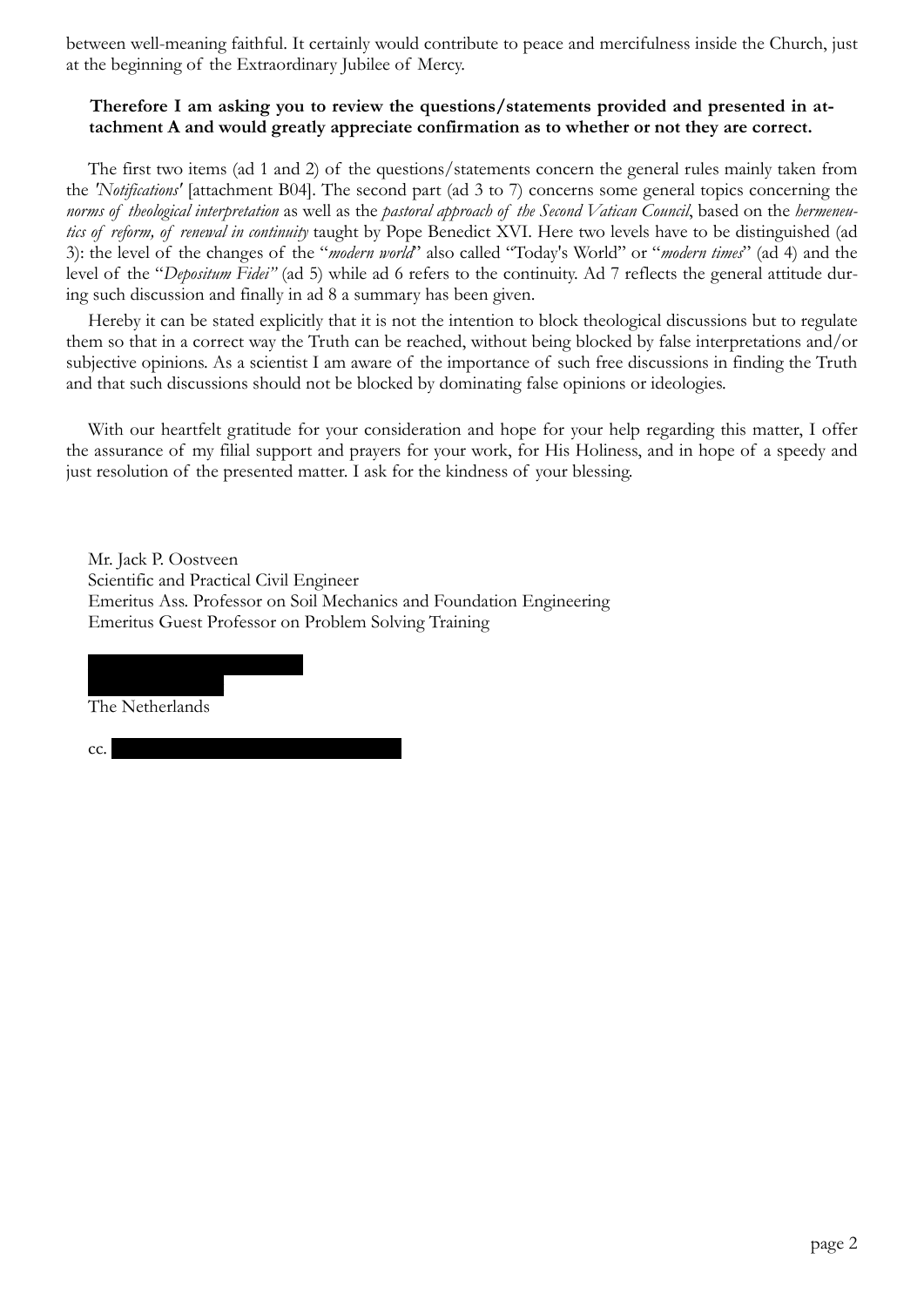between well-meaning faithful. It certainly would contribute to peace and mercifulness inside the Church, just at the beginning of the Extraordinary Jubilee of Mercy.

**Therefore I am asking you to review the questions/statements provided and presented in attachment A and would greatly appreciate confirmation as to whether or not they are correct.**

The first two items (ad 1 and 2) of the questions/statements concern the general rules mainly taken from the *'Notifications'* [attachment B04]. The second part (ad 3 to 7) concerns some general topics concerning the *norms of theological interpretation* as well as the *pastoral approach of the Second Vatican Council*, based on the *hermeneutics of reform, of renewal in continuity* taught by Pope Benedict XVI. Here two levels have to be distinguished (ad 3): the level of the changes of the "*modern world*" also called "Today's World" or "*modern times*" (ad 4) and the level of the "*Depositum Fidei"* (ad 5) while ad 6 refers to the continuity. Ad 7 reflects the general attitude during such discussion and finally in ad 8 a summary has been given.

Hereby it can be stated explicitly that it is not the intention to block theological discussions but to regulate them so that in a correct way the Truth can be reached, without being blocked by false interpretations and/or subjective opinions. As a scientist I am aware of the importance of such free discussions in finding the Truth and that such discussions should not be blocked by dominating false opinions or ideologies.

With our heartfelt gratitude for your consideration and hope for your help regarding this matter, I offer the assurance of my filial support and prayers for your work, for His Holiness, and in hope of a speedy and just resolution of the presented matter. I ask for the kindness of your blessing.

Mr. Jack P. Oostveen
Scientific and Practical Civil Engineer
Emeritus Ass. Professor on Soil Mechanics and Foundation Engineering
Emeritus Guest Professor on Problem Solving Training

The Netherlands

cc.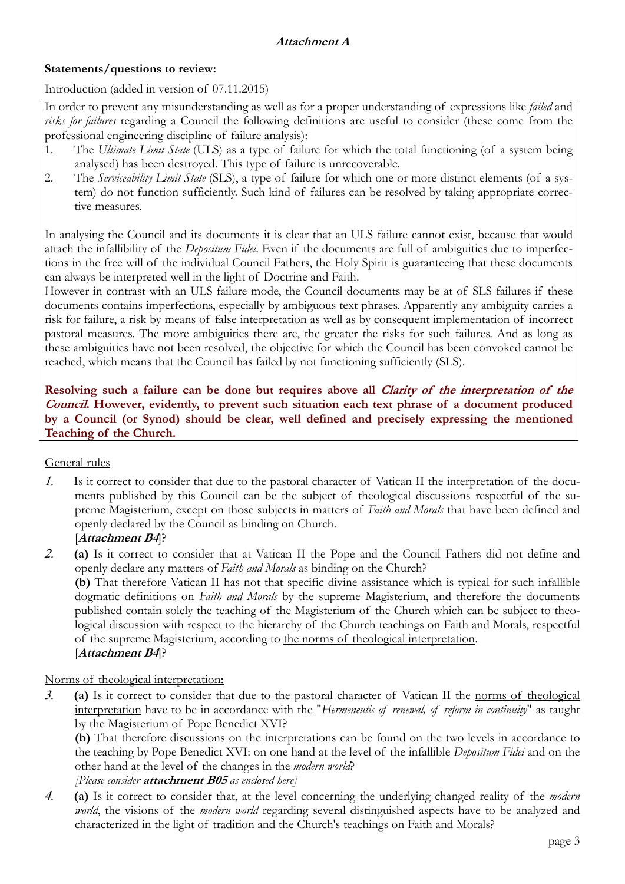### ***Attachment A***

**Statements/questions to review:**

Introduction (added in version of 07.11.2015)

In order to prevent any misunderstanding as well as for a proper understanding of expressions like *failed* and *risks for failures* regarding a Council the following definitions are useful to consider (these come from the professional engineering discipline of failure analysis):

1. The *Ultimate Limit State* (ULS) as a type of failure for which the total functioning (of a system being analysed) has been destroyed. This type of failure is unrecoverable.
2. The *Serviceability Limit State* (SLS), a type of failure for which one or more distinct elements (of a system) do not function sufficiently. Such kind of failures can be resolved by taking appropriate corrective measures.

In analysing the Council and its documents it is clear that an ULS failure cannot exist, because that would attach the infallibility of the *Depositum Fidei*. Even if the documents are full of ambiguities due to imperfections in the free will of the individual Council Fathers, the Holy Spirit is guaranteeing that these documents can always be interpreted well in the light of Doctrine and Faith.
However in contrast with an ULS failure mode, the Council documents may be at of SLS failures if these documents contains imperfections, especially by ambiguous text phrases. Apparently any ambiguity carries a risk for failure, a risk by means of false interpretation as well as by consequent implementation of incorrect pastoral measures. The more ambiguities there are, the greater the risks for such failures. And as long as these ambiguities have not been resolved, the objective for which the Council has been convoked cannot be reached, which means that the Council has failed by not functioning sufficiently (SLS).

**Resolving such a failure can be done but requires above all *Clarity of the interpretation of the Council*. However, evidently, to prevent such situation each text phrase of a document produced by a Council (or Synod) should be clear, well defined and precisely expressing the mentioned Teaching of the Church.**

General rules

*1.* Is it correct to consider that due to the pastoral character of Vatican II the interpretation of the documents published by this Council can be the subject of theological discussions respectful of the supreme Magisterium, except on those subjects in matters of *Faith and Morals* that have been defined and openly declared by the Council as binding on Church.
[***Attachment B4***]?

*2.* **(a)** Is it correct to consider that at Vatican II the Pope and the Council Fathers did not define and openly declare any matters of *Faith and Morals* as binding on the Church?
**(b)** That therefore Vatican II has not that specific divine assistance which is typical for such infallible dogmatic definitions on *Faith and Morals* by the supreme Magisterium, and therefore the documents published contain solely the teaching of the Magisterium of the Church which can be subject to theological discussion with respect to the hierarchy of the Church teachings on Faith and Morals, respectful of the supreme Magisterium, according to the norms of theological interpretation.
[***Attachment B4***]?

Norms of theological interpretation:

*3.* **(a)** Is it correct to consider that due to the pastoral character of Vatican II the norms of theological interpretation have to be in accordance with the "*Hermeneutic of renewal, of reform in continuity*" as taught by the Magisterium of Pope Benedict XVI?
**(b)** That therefore discussions on the interpretations can be found on the two levels in accordance to the teaching by Pope Benedict XVI: on one hand at the level of the infallible *Depositum Fidei* and on the other hand at the level of the changes in the *modern world*?
*[Please consider* ***attachment B05*** *as enclosed here]*

*4.* **(a)** Is it correct to consider that, at the level concerning the underlying changed reality of the *modern world*, the visions of the *modern world* regarding several distinguished aspects have to be analyzed and characterized in the light of tradition and the Church's teachings on Faith and Morals?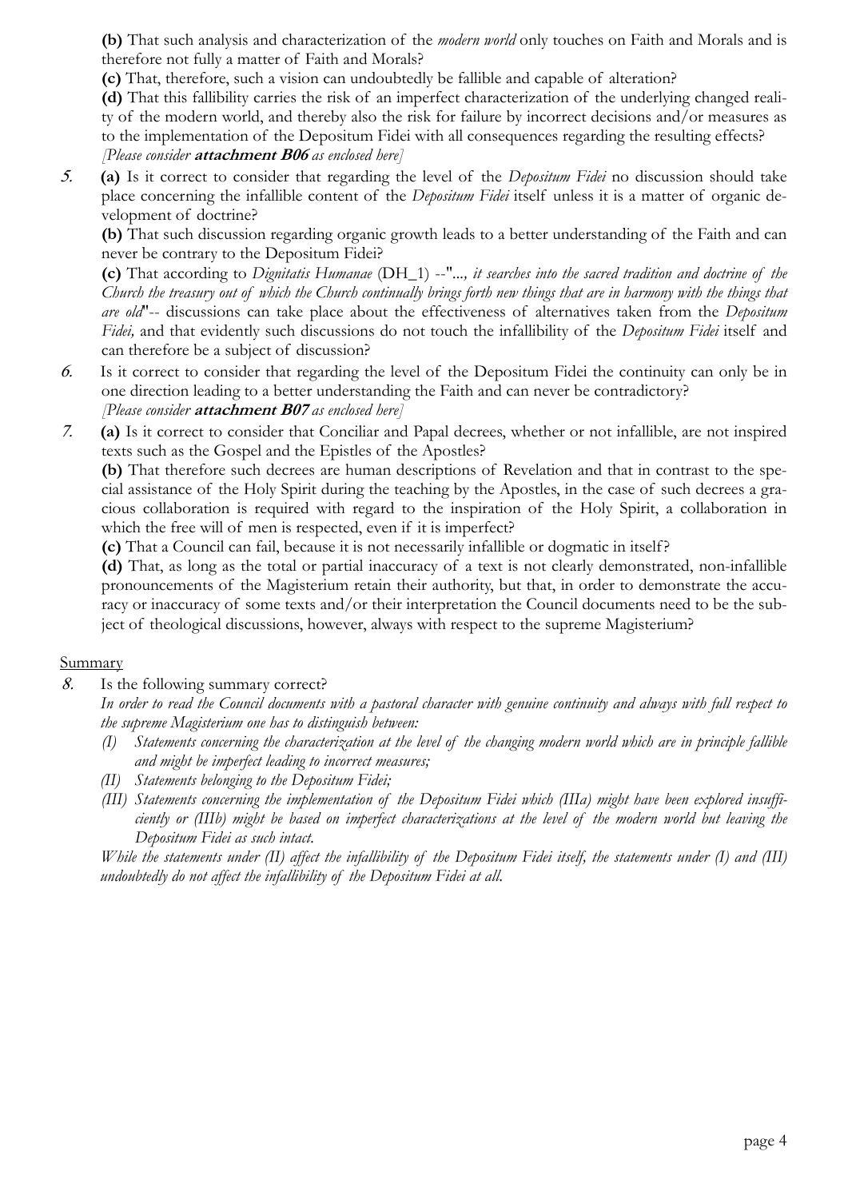**(b)** That such analysis and characterization of the *modern world* only touches on Faith and Morals and is therefore not fully a matter of Faith and Morals?

**(c)** That, therefore, such a vision can undoubtedly be fallible and capable of alteration?

**(d)** That this fallibility carries the risk of an imperfect characterization of the underlying changed reality of the modern world, and thereby also the risk for failure by incorrect decisions and/or measures as to the implementation of the Depositum Fidei with all consequences regarding the resulting effects?
*[Please consider **attachment B06** as enclosed here]*

***5.*** **(a)** Is it correct to consider that regarding the level of the *Depositum Fidei* no discussion should take place concerning the infallible content of the *Depositum Fidei* itself unless it is a matter of organic development of doctrine?

**(b)** That such discussion regarding organic growth leads to a better understanding of the Faith and can never be contrary to the Depositum Fidei?

**(c)** That according to *Dignitatis Humanae* (DH_1) --"*..., it searches into the sacred tradition and doctrine of the Church the treasury out of which the Church continually brings forth new things that are in harmony with the things that are old*"-- discussions can take place about the effectiveness of alternatives taken from the *Depositum Fidei,* and that evidently such discussions do not touch the infallibility of the *Depositum Fidei* itself and can therefore be a subject of discussion?

***6.*** Is it correct to consider that regarding the level of the Depositum Fidei the continuity can only be in one direction leading to a better understanding the Faith and can never be contradictory?
*[Please consider **attachment B07** as enclosed here]*

***7.*** **(a)** Is it correct to consider that Conciliar and Papal decrees, whether or not infallible, are not inspired texts such as the Gospel and the Epistles of the Apostles?

**(b)** That therefore such decrees are human descriptions of Revelation and that in contrast to the special assistance of the Holy Spirit during the teaching by the Apostles, in the case of such decrees a gracious collaboration is required with regard to the inspiration of the Holy Spirit, a collaboration in which the free will of men is respected, even if it is imperfect?

**(c)** That a Council can fail, because it is not necessarily infallible or dogmatic in itself?

**(d)** That, as long as the total or partial inaccuracy of a text is not clearly demonstrated, non-infallible pronouncements of the Magisterium retain their authority, but that, in order to demonstrate the accuracy or inaccuracy of some texts and/or their interpretation the Council documents need to be the subject of theological discussions, however, always with respect to the supreme Magisterium?

<u>Summary</u>

***8.*** Is the following summary correct?

*In order to read the Council documents with a pastoral character with genuine continuity and always with full respect to the supreme Magisterium one has to distinguish between:*

- *(I) Statements concerning the characterization at the level of the changing modern world which are in principle fallible and might be imperfect leading to incorrect measures;*
- *(II) Statements belonging to the Depositum Fidei;*
- *(III) Statements concerning the implementation of the Depositum Fidei which (IIIa) might have been explored insufficiently or (IIIb) might be based on imperfect characterizations at the level of the modern world but leaving the Depositum Fidei as such intact.*

*While the statements under (II) affect the infallibility of the Depositum Fidei itself, the statements under (I) and (III) undoubtedly do not affect the infallibility of the Depositum Fidei at all.*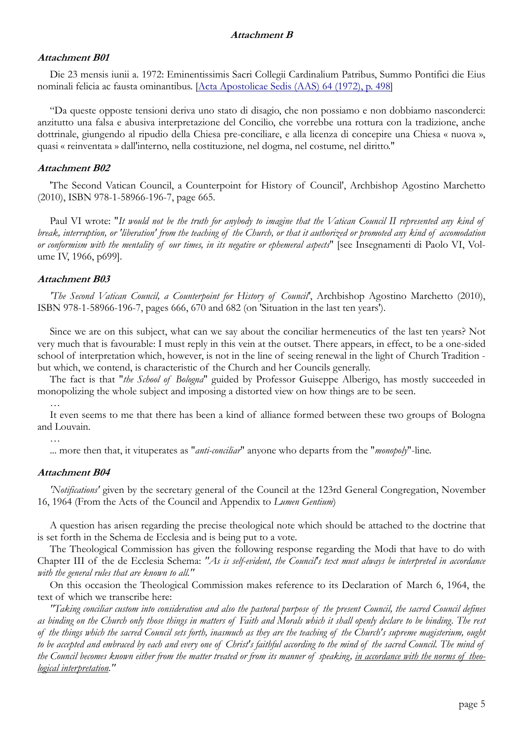## Attachment B

### Attachment B01

Die 23 mensis iunii a. 1972: Eminentissimis Sacri Collegii Cardinalium Patribus, Summo Pontifici die Eius nominali felicia ac fausta ominantibus. [Acta Apostolicae Sedis (AAS) 64 (1972), p. 498]

"Da queste opposte tensioni deriva uno stato di disagio, che non possiamo e non dobbiamo nasconderci: anzitutto una falsa e abusiva interpretazione del Concilio, che vorrebbe una rottura con la tradizione, anche dottrinale, giungendo al ripudio della Chiesa pre-conciliare, e alla licenza di concepire una Chiesa « nuova », quasi « reinventata » dall'interno, nella costituzione, nel dogma, nel costume, nel diritto."

### Attachment B02

'The Second Vatican Council, a Counterpoint for History of Council', Archbishop Agostino Marchetto (2010), ISBN 978-1-58966-196-7, page 665.

Paul VI wrote: "*It would not be the truth for anybody to imagine that the Vatican Council II represented any kind of break, interruption, or 'liberation' from the teaching of the Church, or that it authorized or promoted any kind of accomodation or conformism with the mentality of our times, in its negative or ephemeral aspects*" [see Insegnamenti di Paolo VI, Volume IV, 1966, p699].

### Attachment B03

*'The Second Vatican Council, a Counterpoint for History of Council'*, Archbishop Agostino Marchetto (2010), ISBN 978-1-58966-196-7, pages 666, 670 and 682 (on 'Situation in the last ten years').

Since we are on this subject, what can we say about the conciliar hermeneutics of the last ten years? Not very much that is favourable: I must reply in this vein at the outset. There appears, in effect, to be a one-sided school of interpretation which, however, is not in the line of seeing renewal in the light of Church Tradition - but which, we contend, is characteristic of the Church and her Councils generally.

The fact is that "*the School of Bologna*" guided by Professor Guiseppe Alberigo, has mostly succeeded in monopolizing the whole subject and imposing a distorted view on how things are to be seen.

…

It even seems to me that there has been a kind of alliance formed between these two groups of Bologna and Louvain.

…

... more then that, it vituperates as "*anti-conciliar*" anyone who departs from the "*monopoly*"-line.

### Attachment B04

*'Notifications'* given by the secretary general of the Council at the 123rd General Congregation, November 16, 1964 (From the Acts of the Council and Appendix to *Lumen Gentium*)

A question has arisen regarding the precise theological note which should be attached to the doctrine that is set forth in the Schema de Ecclesia and is being put to a vote.

The Theological Commission has given the following response regarding the Modi that have to do with Chapter III of the de Ecclesia Schema: *"As is self-evident, the Council's text must always be interpreted in accordance with the general rules that are known to all."*

On this occasion the Theological Commission makes reference to its Declaration of March 6, 1964, the text of which we transcribe here:

*"Taking conciliar custom into consideration and also the pastoral purpose of the present Council, the sacred Council defines as binding on the Church only those things in matters of Faith and Morals which it shall openly declare to be binding. The rest of the things which the sacred Council sets forth, inasmuch as they are the teaching of the Church's supreme magisterium, ought to be accepted and embraced by each and every one of Christ's faithful according to the mind of the sacred Council. The mind of the Council becomes known either from the matter treated or from its manner of speaking, <u>in accordance with the norms of theological interpretation</u>."*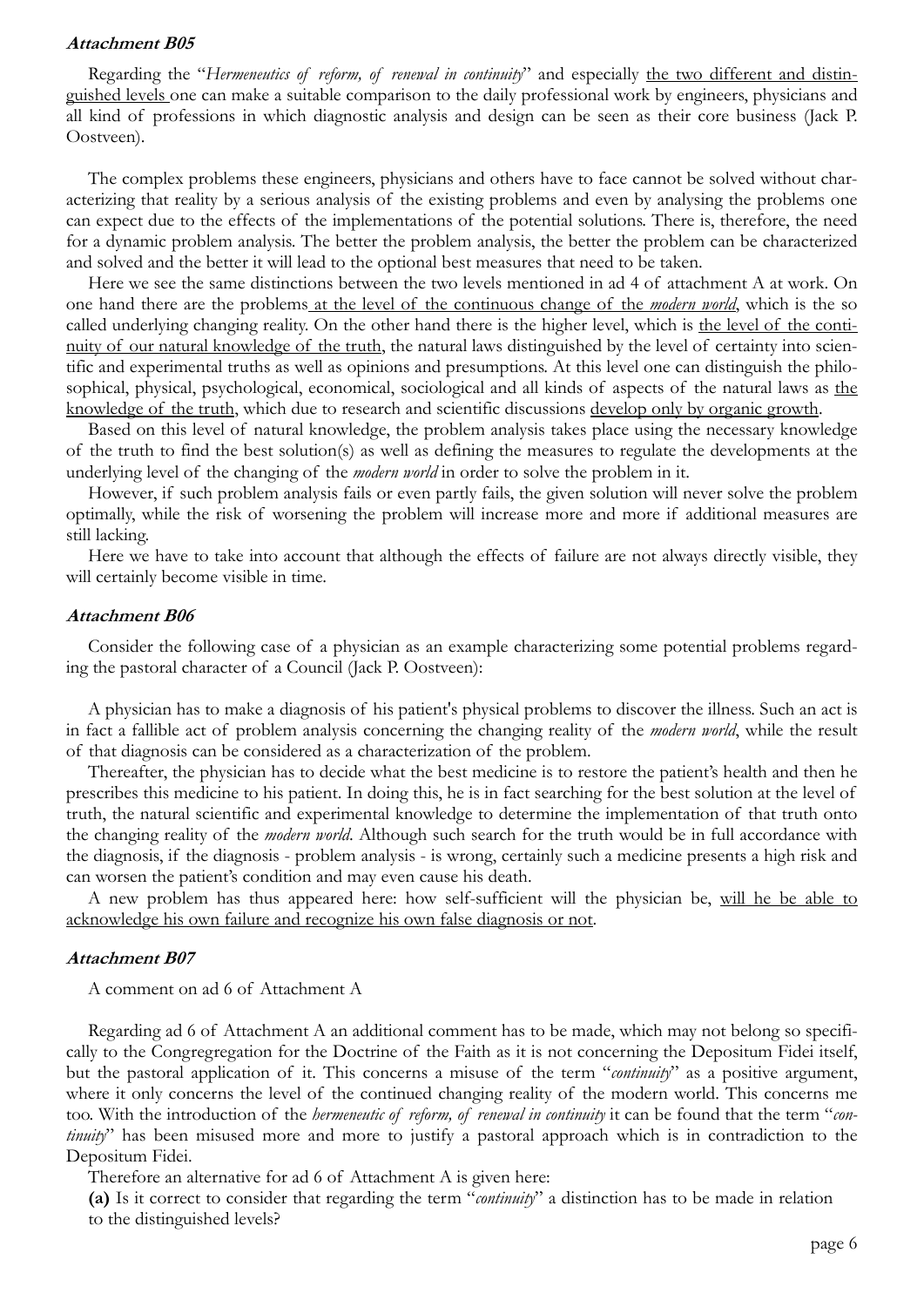### Attachment B05

Regarding the "*Hermeneutics of reform, of renewal in continuity*" and especially <u>the two different and distinguished levels</u> one can make a suitable comparison to the daily professional work by engineers, physicians and all kind of professions in which diagnostic analysis and design can be seen as their core business (Jack P. Oostveen).

The complex problems these engineers, physicians and others have to face cannot be solved without characterizing that reality by a serious analysis of the existing problems and even by analysing the problems one can expect due to the effects of the implementations of the potential solutions. There is, therefore, the need for a dynamic problem analysis. The better the problem analysis, the better the problem can be characterized and solved and the better it will lead to the optional best measures that need to be taken.

Here we see the same distinctions between the two levels mentioned in ad 4 of attachment A at work. On one hand there are the problems <u>at the level of the continuous change of the *modern world*</u>, which is the so called underlying changing reality. On the other hand there is the higher level, which is <u>the level of the continuity of our natural knowledge of the truth</u>, the natural laws distinguished by the level of certainty into scientific and experimental truths as well as opinions and presumptions. At this level one can distinguish the philosophical, physical, psychological, economical, sociological and all kinds of aspects of the natural laws as <u>the knowledge of the truth</u>, which due to research and scientific discussions <u>develop only by organic growth</u>.

Based on this level of natural knowledge, the problem analysis takes place using the necessary knowledge of the truth to find the best solution(s) as well as defining the measures to regulate the developments at the underlying level of the changing of the *modern world* in order to solve the problem in it.

However, if such problem analysis fails or even partly fails, the given solution will never solve the problem optimally, while the risk of worsening the problem will increase more and more if additional measures are still lacking.

Here we have to take into account that although the effects of failure are not always directly visible, they will certainly become visible in time.

### Attachment B06

Consider the following case of a physician as an example characterizing some potential problems regarding the pastoral character of a Council (Jack P. Oostveen):

A physician has to make a diagnosis of his patient's physical problems to discover the illness. Such an act is in fact a fallible act of problem analysis concerning the changing reality of the *modern world*, while the result of that diagnosis can be considered as a characterization of the problem.

Thereafter, the physician has to decide what the best medicine is to restore the patient's health and then he prescribes this medicine to his patient. In doing this, he is in fact searching for the best solution at the level of truth, the natural scientific and experimental knowledge to determine the implementation of that truth onto the changing reality of the *modern world*. Although such search for the truth would be in full accordance with the diagnosis, if the diagnosis - problem analysis - is wrong, certainly such a medicine presents a high risk and can worsen the patient's condition and may even cause his death.

A new problem has thus appeared here: how self-sufficient will the physician be, <u>will he be able to acknowledge his own failure and recognize his own false diagnosis or not</u>.

### Attachment B07

A comment on ad 6 of Attachment A

Regarding ad 6 of Attachment A an additional comment has to be made, which may not belong so specifically to the Congregregation for the Doctrine of the Faith as it is not concerning the Depositum Fidei itself, but the pastoral application of it. This concerns a misuse of the term "*continuity*" as a positive argument, where it only concerns the level of the continued changing reality of the modern world. This concerns me too. With the introduction of the *hermeneutic of reform, of renewal in continuity* it can be found that the term "*continuity*" has been misused more and more to justify a pastoral approach which is in contradiction to the Depositum Fidei.

Therefore an alternative for ad 6 of Attachment A is given here:

**(a)** Is it correct to consider that regarding the term "*continuity*" a distinction has to be made in relation to the distinguished levels?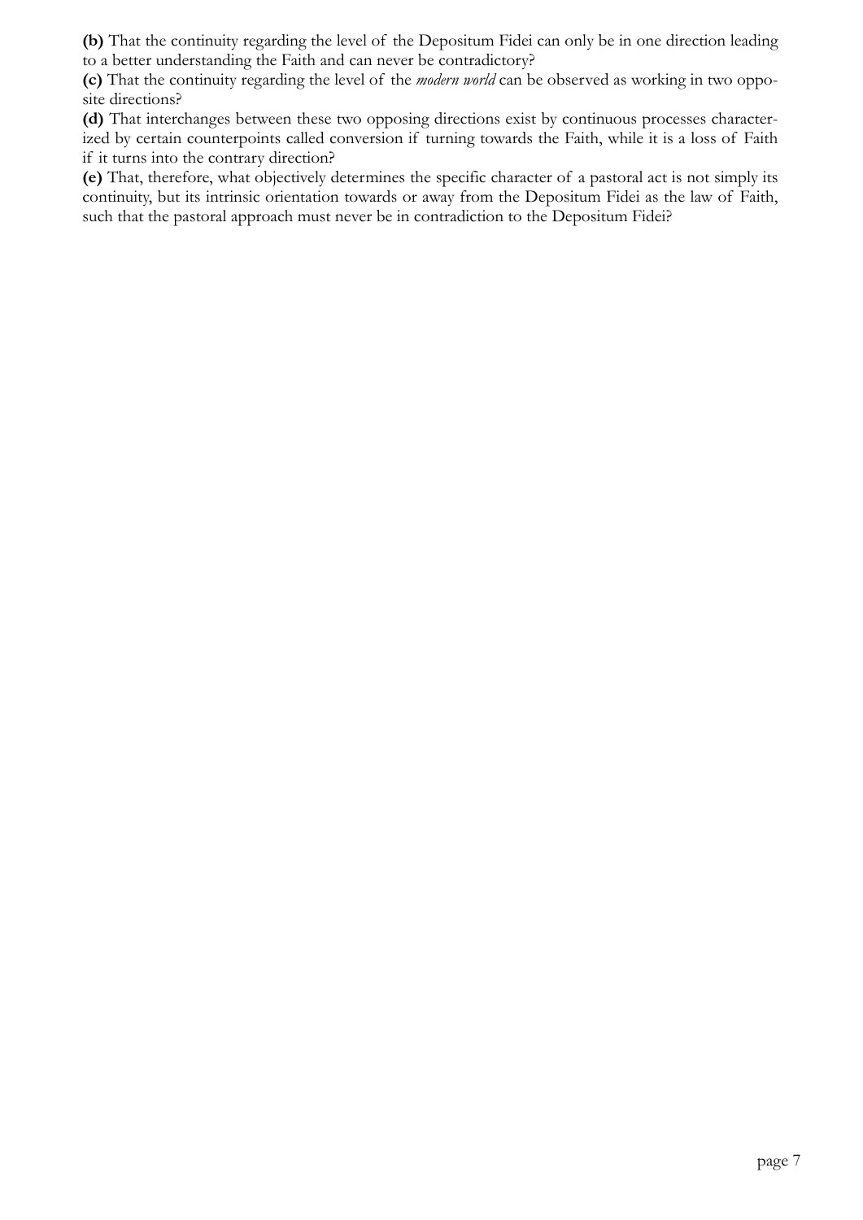**(b)** That the continuity regarding the level of the Depositum Fidei can only be in one direction leading to a better understanding the Faith and can never be contradictory?

**(c)** That the continuity regarding the level of the *modern world* can be observed as working in two opposite directions?

**(d)** That interchanges between these two opposing directions exist by continuous processes characterized by certain counterpoints called conversion if turning towards the Faith, while it is a loss of Faith if it turns into the contrary direction?

**(e)** That, therefore, what objectively determines the specific character of a pastoral act is not simply its continuity, but its intrinsic orientation towards or away from the Depositum Fidei as the law of Faith, such that the pastoral approach must never be in contradiction to the Depositum Fidei?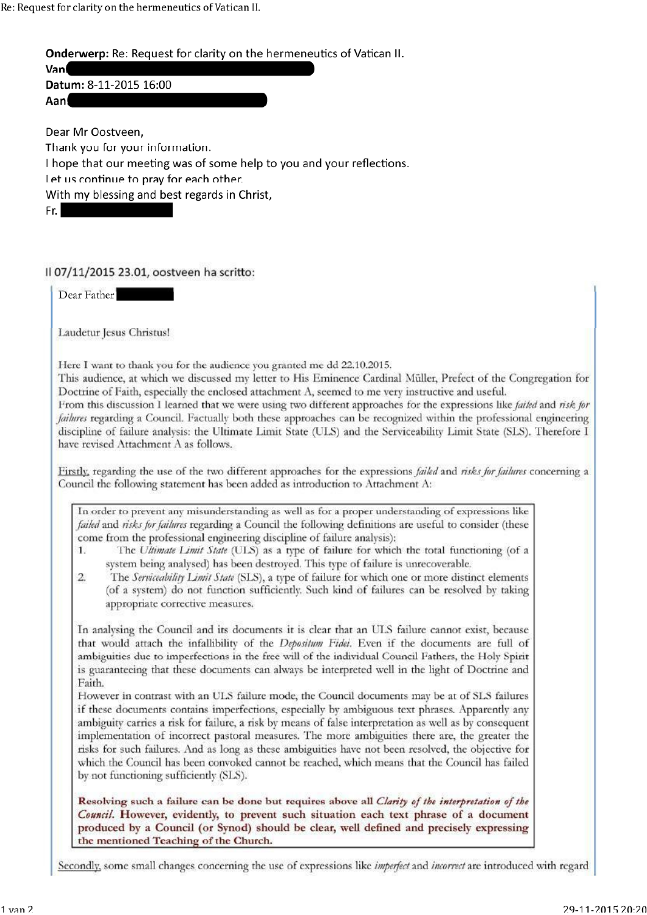**Onderwerp:** Re: Request for clarity on the hermeneutics of Vatican II.
**Van**
**Datum:** 8-11-2015 16:00
**Aan**

Dear Mr Oostveen,
Thank you for your information.
I hope that our meeting was of some help to you and your reflections.
Let us continue to pray for each other.
With my blessing and best regards in Christ,
Fr.

Il 07/11/2015 23.01, oostveen ha scritto:

> Dear Father
>
> Laudetur Jesus Christus!
>
> Here I want to thank you for the audience you granted me dd 22.10.2015.
> This audience, at which we discussed my letter to His Eminence Cardinal Müller, Prefect of the Congregation for Doctrine of Faith, especially the enclosed attachment A, seemed to me very instructive and useful.
> From this discussion I learned that we were using two different approaches for the expressions like *failed* and *risk for failures* regarding a Council. Factually both these approaches can be recognized within the professional engineering discipline of failure analysis: the Ultimate Limit State (ULS) and the Serviceability Limit State (SLS). Therefore I have revised Attachment A as follows.
>
> Firstly, regarding the use of the two different approaches for the expressions *failed* and *risks for failures* concerning a Council the following statement has been added as introduction to Attachment A:
>
> > In order to prevent any misunderstanding as well as for a proper understanding of expressions like *failed* and *risks for failures* regarding a Council the following definitions are useful to consider (these come from the professional engineering discipline of failure analysis):
> >
> > 1. The *Ultimate Limit State* (ULS) as a type of failure for which the total functioning (of a system being analysed) has been destroyed. This type of failure is unrecoverable.
> > 2. The *Serviceability Limit State* (SLS), a type of failure for which one or more distinct elements (of a system) do not function sufficiently. Such kind of failures can be resolved by taking appropriate corrective measures.
> >
> > In analysing the Council and its documents it is clear that an ULS failure cannot exist, because that would attach the infallibility of the *Depositum Fidei*. Even if the documents are full of ambiguities due to imperfections in the free will of the individual Council Fathers, the Holy Spirit is guaranteeing that these documents can always be interpreted well in the light of Doctrine and Faith.
> > However in contrast with an ULS failure mode, the Council documents may be at of SLS failures if these documents contains imperfections, especially by ambiguous text phrases. Apparently any ambiguity carries a risk for failure, a risk by means of false interpretation as well as by consequent implementation of incorrect pastoral measures. The more ambiguities there are, the greater the risks for such failures. And as long as these ambiguities have not been resolved, the objective for which the Council has been convoked cannot be reached, which means that the Council has failed by not functioning sufficiently (SLS).
> >
> > **Resolving such a failure can be done but requires above all *Clarity of the interpretation of the Council*. However, evidently, to prevent such situation each text phrase of a document produced by a Council (or Synod) should be clear, well defined and precisely expressing the mentioned Teaching of the Church.**
>
> Secondly, some small changes concerning the use of expressions like *imperfect* and *incorrect* are introduced with regard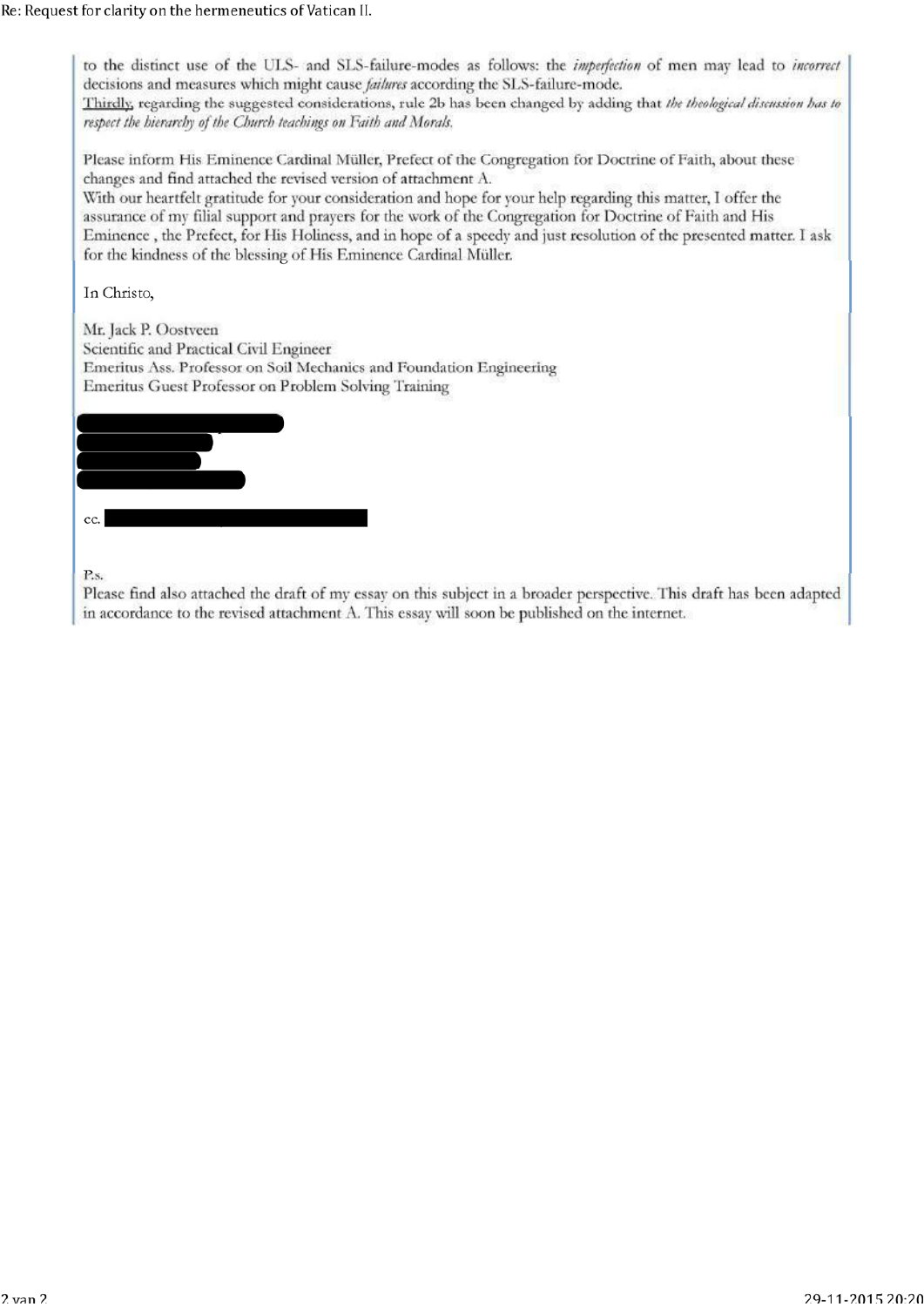to the distinct use of the ULS- and SLS-failure-modes as follows: the *imperfection* of men may lead to *incorrect* decisions and measures which might cause *failures* according the SLS-failure-mode.
Thirdly, regarding the suggested considerations, rule 2b has been changed by adding that *the theological discussion has to respect the hierarchy of the Church teachings on Faith and Morals.*

Please inform His Eminence Cardinal Müller, Prefect of the Congregation for Doctrine of Faith, about these changes and find attached the revised version of attachment A.
With our heartfelt gratitude for your consideration and hope for your help regarding this matter, I offer the assurance of my filial support and prayers for the work of the Congregation for Doctrine of Faith and His Eminence , the Prefect, for His Holiness, and in hope of a speedy and just resolution of the presented matter. I ask for the kindness of the blessing of His Eminence Cardinal Müller.

In Christo,

Mr. Jack P. Oostveen
Scientific and Practical Civil Engineer
Emeritus Ass. Professor on Soil Mechanics and Foundation Engineering
Emeritus Guest Professor on Problem Solving Training

cc.

P.s.
Please find also attached the draft of my essay on this subject in a broader perspective. This draft has been adapted in accordance to the revised attachment A. This essay will soon be published on the internet.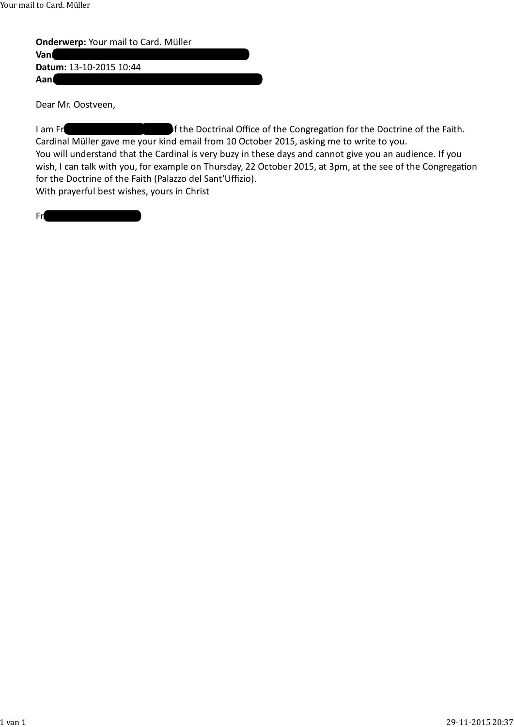**Onderwerp:** Your mail to Card. Müller
**Van:**
**Datum:** 13-10-2015 10:44
**Aan:**

Dear Mr. Oostveen,

I am Fr of the Doctrinal Office of the Congregation for the Doctrine of the Faith.
Cardinal Müller gave me your kind email from 10 October 2015, asking me to write to you.
You will understand that the Cardinal is very buzy in these days and cannot give you an audience. If you wish, I can talk with you, for example on Thursday, 22 October 2015, at 3pm, at the see of the Congregation for the Doctrine of the Faith (Palazzo del Sant'Uffizio).
With prayerful best wishes, yours in Christ

Fr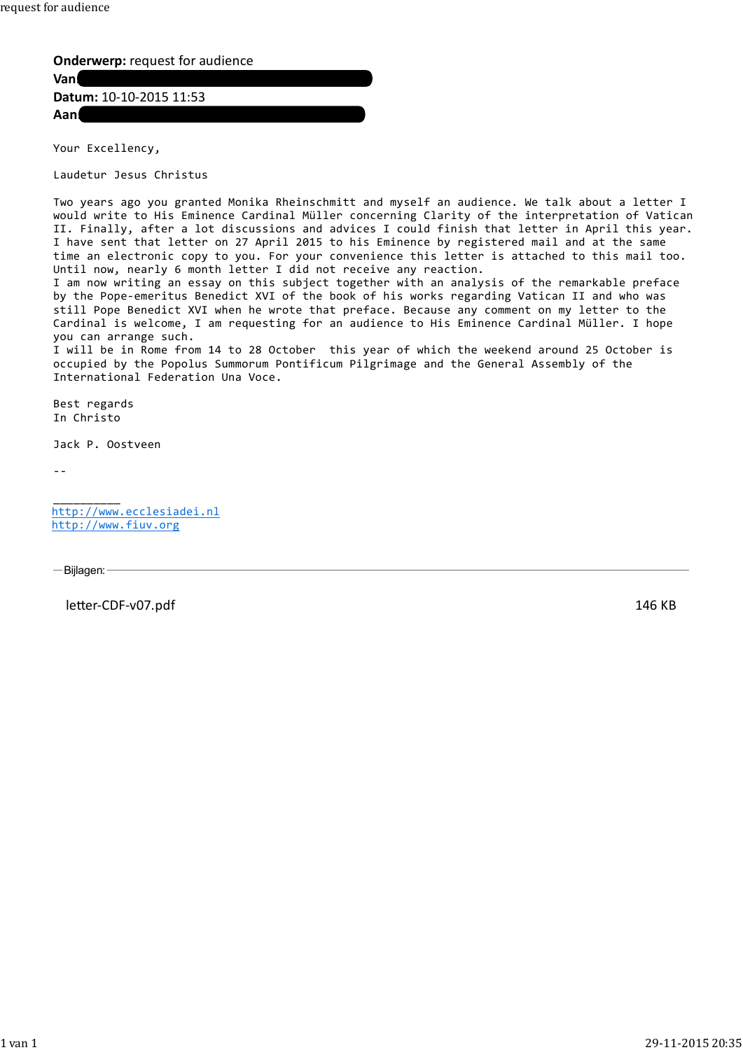**Onderwerp:** request for audience
**Van**
**Datum:** 10-10-2015 11:53
**Aan**

Your Excellency,

Laudetur Jesus Christus

Two years ago you granted Monika Rheinschmitt and myself an audience. We talk about a letter I would write to His Eminence Cardinal Müller concerning Clarity of the interpretation of Vatican II. Finally, after a lot discussions and advices I could finish that letter in April this year. I have sent that letter on 27 April 2015 to his Eminence by registered mail and at the same time an electronic copy to you. For your convenience this letter is attached to this mail too. Until now, nearly 6 month letter I did not receive any reaction.
I am now writing an essay on this subject together with an analysis of the remarkable preface by the Pope-emeritus Benedict XVI of the book of his works regarding Vatican II and who was still Pope Benedict XVI when he wrote that preface. Because any comment on my letter to the Cardinal is welcome, I am requesting for an audience to His Eminence Cardinal Müller. I hope you can arrange such.
I will be in Rome from 14 to 28 October this year of which the weekend around 25 October is occupied by the Popolus Summorum Pontificum Pilgrimage and the General Assembly of the International Federation Una Voce.

Best regards
In Christo

Jack P. Oostveen

--

__________
http://www.ecclesiadei.nl
http://www.fiuv.org

Bijlagen:

letter-CDF-v07.pdf 146 KB